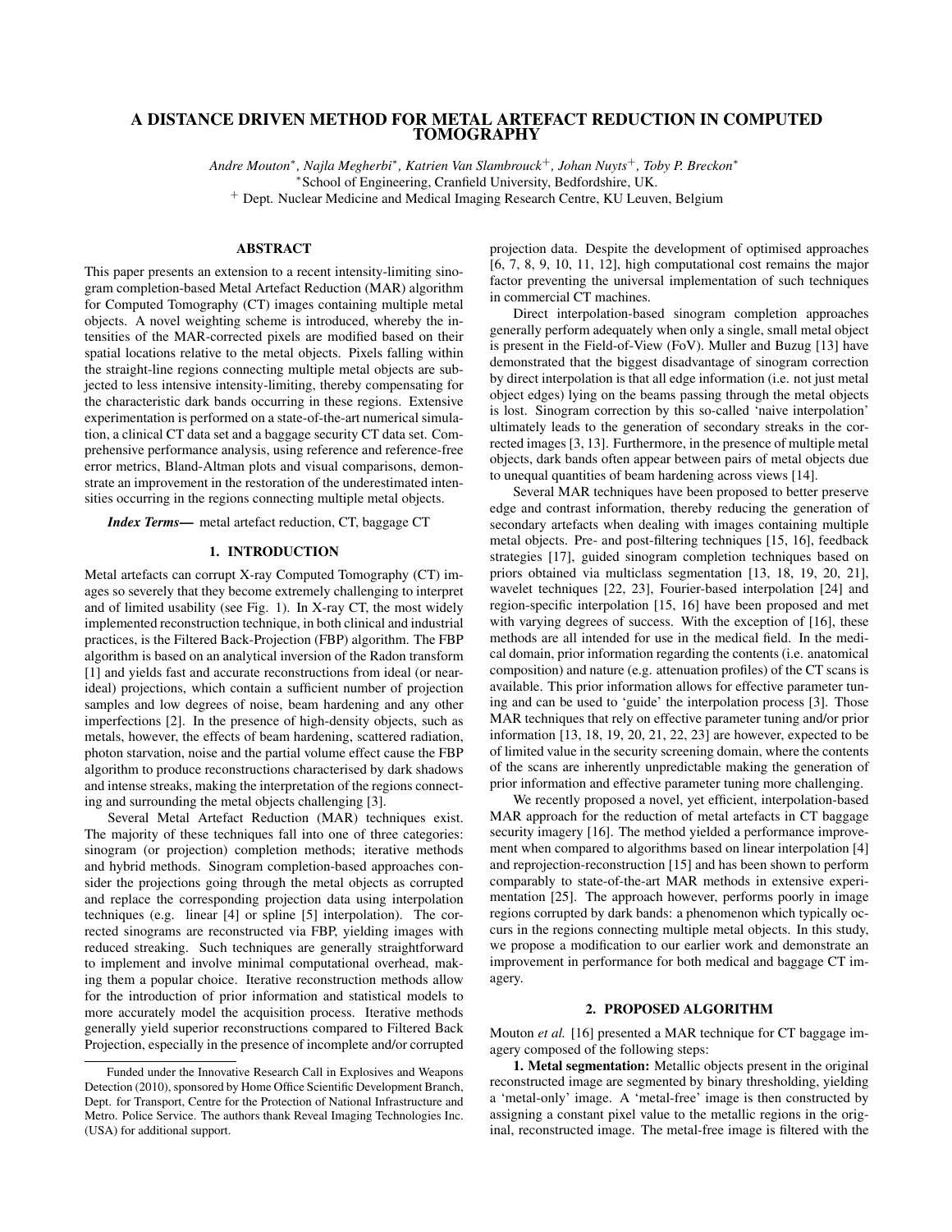# A DISTANCE DRIVEN METHOD FOR METAL ARTEFACT REDUCTION IN COMPUTED TOMOGRAPHY

*Andre Mouton*\*, *Najla Megherbi*\*, *Katrien Van Slambrouck*+, *Johan Nuyts*+, *Toby P. Breckon*\*

\*School of Engineering, Cranfield University, Bedfordshire, UK.

+ Dept. Nuclear Medicine and Medical Imaging Research Centre, KU Leuven, Belgium

## ABSTRACT

This paper presents an extension to a recent intensity-limiting sinogram completion-based Metal Artefact Reduction (MAR) algorithm for Computed Tomography (CT) images containing multiple metal objects. A novel weighting scheme is introduced, whereby the intensities of the MAR-corrected pixels are modified based on their spatial locations relative to the metal objects. Pixels falling within the straight-line regions connecting multiple metal objects are subjected to less intensive intensity-limiting, thereby compensating for the characteristic dark bands occurring in these regions. Extensive experimentation is performed on a state-of-the-art numerical simulation, a clinical CT data set and a baggage security CT data set. Comprehensive performance analysis, using reference and reference-free error metrics, Bland-Altman plots and visual comparisons, demonstrate an improvement in the restoration of the underestimated intensities occurring in the regions connecting multiple metal objects.

***Index Terms*—** metal artefact reduction, CT, baggage CT

## 1. INTRODUCTION

Metal artefacts can corrupt X-ray Computed Tomography (CT) images so severely that they become extremely challenging to interpret and of limited usability (see Fig. 1). In X-ray CT, the most widely implemented reconstruction technique, in both clinical and industrial practices, is the Filtered Back-Projection (FBP) algorithm. The FBP algorithm is based on an analytical inversion of the Radon transform [1] and yields fast and accurate reconstructions from ideal (or near-ideal) projections, which contain a sufficient number of projection samples and low degrees of noise, beam hardening and any other imperfections [2]. In the presence of high-density objects, such as metals, however, the effects of beam hardening, scattered radiation, photon starvation, noise and the partial volume effect cause the FBP algorithm to produce reconstructions characterised by dark shadows and intense streaks, making the interpretation of the regions connecting and surrounding the metal objects challenging [3].

Several Metal Artefact Reduction (MAR) techniques exist. The majority of these techniques fall into one of three categories: sinogram (or projection) completion methods; iterative methods and hybrid methods. Sinogram completion-based approaches consider the projections going through the metal objects as corrupted and replace the corresponding projection data using interpolation techniques (e.g. linear [4] or spline [5] interpolation). The corrected sinograms are reconstructed via FBP, yielding images with reduced streaking. Such techniques are generally straightforward to implement and involve minimal computational overhead, making them a popular choice. Iterative reconstruction methods allow for the introduction of prior information and statistical models to more accurately model the acquisition process. Iterative methods generally yield superior reconstructions compared to Filtered Back Projection, especially in the presence of incomplete and/or corrupted projection data. Despite the development of optimised approaches [6, 7, 8, 9, 10, 11, 12], high computational cost remains the major factor preventing the universal implementation of such techniques in commercial CT machines.

Direct interpolation-based sinogram completion approaches generally perform adequately when only a single, small metal object is present in the Field-of-View (FoV). Muller and Buzug [13] have demonstrated that the biggest disadvantage of sinogram correction by direct interpolation is that all edge information (i.e. not just metal object edges) lying on the beams passing through the metal objects is lost. Sinogram correction by this so-called 'naive interpolation' ultimately leads to the generation of secondary streaks in the corrected images [3, 13]. Furthermore, in the presence of multiple metal objects, dark bands often appear between pairs of metal objects due to unequal quantities of beam hardening across views [14].

Several MAR techniques have been proposed to better preserve edge and contrast information, thereby reducing the generation of secondary artefacts when dealing with images containing multiple metal objects. Pre- and post-filtering techniques [15, 16], feedback strategies [17], guided sinogram completion techniques based on priors obtained via multiclass segmentation [13, 18, 19, 20, 21], wavelet techniques [22, 23], Fourier-based interpolation [24] and region-specific interpolation [15, 16] have been proposed and met with varying degrees of success. With the exception of [16], these methods are all intended for use in the medical field. In the medical domain, prior information regarding the contents (i.e. anatomical composition) and nature (e.g. attenuation profiles) of the CT scans is available. This prior information allows for effective parameter tuning and can be used to 'guide' the interpolation process [3]. Those MAR techniques that rely on effective parameter tuning and/or prior information [13, 18, 19, 20, 21, 22, 23] are however, expected to be of limited value in the security screening domain, where the contents of the scans are inherently unpredictable making the generation of prior information and effective parameter tuning more challenging.

We recently proposed a novel, yet efficient, interpolation-based MAR approach for the reduction of metal artefacts in CT baggage security imagery [16]. The method yielded a performance improvement when compared to algorithms based on linear interpolation [4] and reprojection-reconstruction [15] and has been shown to perform comparably to state-of-the-art MAR methods in extensive experimentation [25]. The approach however, performs poorly in image regions corrupted by dark bands: a phenomenon which typically occurs in the regions connecting multiple metal objects. In this study, we propose a modification to our earlier work and demonstrate an improvement in performance for both medical and baggage CT imagery.

## 2. PROPOSED ALGORITHM

Mouton *et al.* [16] presented a MAR technique for CT baggage imagery composed of the following steps:

**1. Metal segmentation:** Metallic objects present in the original reconstructed image are segmented by binary thresholding, yielding a 'metal-only' image. A 'metal-free' image is then constructed by assigning a constant pixel value to the metallic regions in the original, reconstructed image. The metal-free image is filtered with the

Funded under the Innovative Research Call in Explosives and Weapons Detection (2010), sponsored by Home Office Scientific Development Branch, Dept. for Transport, Centre for the Protection of National Infrastructure and Metro. Police Service. The authors thank Reveal Imaging Technologies Inc. (USA) for additional support.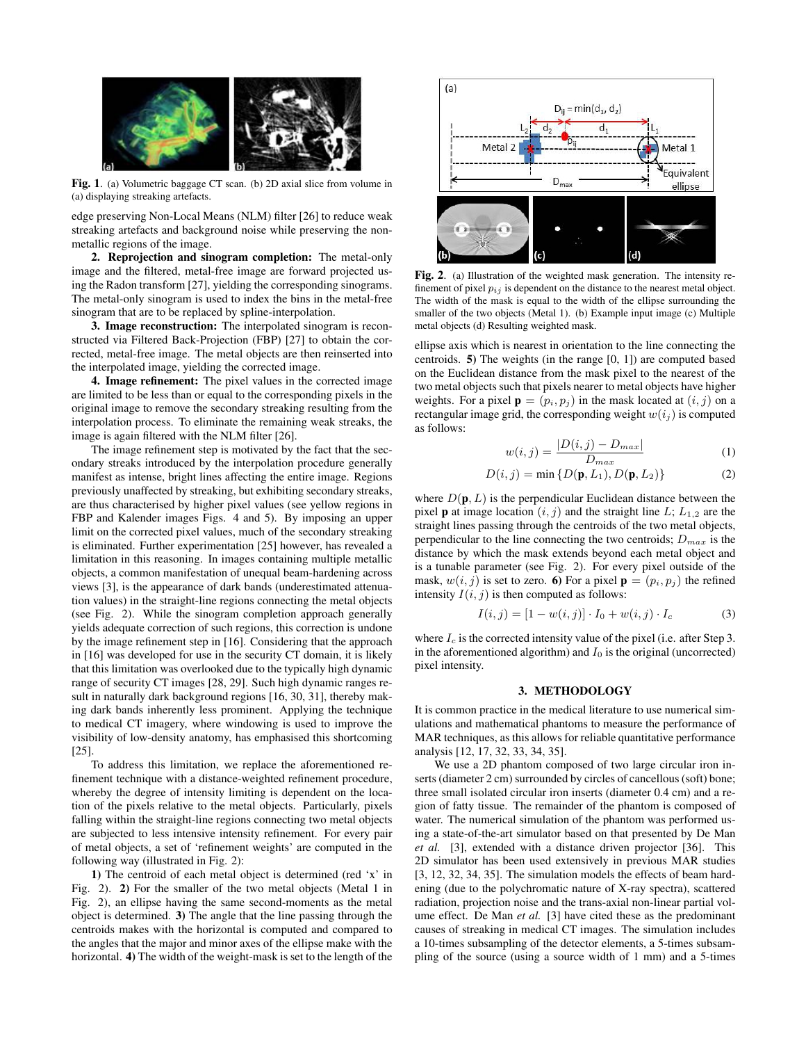Fig. 1. (a) Volumetric baggage CT scan. (b) 2D axial slice from volume in (a) displaying streaking artefacts.

edge preserving Non-Local Means (NLM) filter [26] to reduce weak streaking artefacts and background noise while preserving the non-metallic regions of the image.

**2. Reprojection and sinogram completion:** The metal-only image and the filtered, metal-free image are forward projected using the Radon transform [27], yielding the corresponding sinograms. The metal-only sinogram is used to index the bins in the metal-free sinogram that are to be replaced by spline-interpolation.

**3. Image reconstruction:** The interpolated sinogram is reconstructed via Filtered Back-Projection (FBP) [27] to obtain the corrected, metal-free image. The metal objects are then reinserted into the interpolated image, yielding the corrected image.

**4. Image refinement:** The pixel values in the corrected image are limited to be less than or equal to the corresponding pixels in the original image to remove the secondary streaking resulting from the interpolation process. To eliminate the remaining weak streaks, the image is again filtered with the NLM filter [26].

The image refinement step is motivated by the fact that the secondary streaks introduced by the interpolation procedure generally manifest as intense, bright lines affecting the entire image. Regions previously unaffected by streaking, but exhibiting secondary streaks, are thus characterised by higher pixel values (see yellow regions in FBP and Kalender images Figs. 4 and 5). By imposing an upper limit on the corrected pixel values, much of the secondary streaking is eliminated. Further experimentation [25] however, has revealed a limitation in this reasoning. In images containing multiple metallic objects, a common manifestation of unequal beam-hardening across views [3], is the appearance of dark bands (underestimated attenuation values) in the straight-line regions connecting the metal objects (see Fig. 2). While the sinogram completion approach generally yields adequate correction of such regions, this correction is undone by the image refinement step in [16]. Considering that the approach in [16] was developed for use in the security CT domain, it is likely that this limitation was overlooked due to the typically high dynamic range of security CT images [28, 29]. Such high dynamic ranges result in naturally dark background regions [16, 30, 31], thereby making dark bands inherently less prominent. Applying the technique to medical CT imagery, where windowing is used to improve the visibility of low-density anatomy, has emphasised this shortcoming [25].

To address this limitation, we replace the aforementioned refinement technique with a distance-weighted refinement procedure, whereby the degree of intensity limiting is dependent on the location of the pixels relative to the metal objects. Particularly, pixels falling within the straight-line regions connecting two metal objects are subjected to less intensive intensity refinement. For every pair of metal objects, a set of 'refinement weights' are computed in the following way (illustrated in Fig. 2):

**1)** The centroid of each metal object is determined (red 'x' in Fig. 2). **2)** For the smaller of the two metal objects (Metal 1 in Fig. 2), an ellipse having the same second-moments as the metal object is determined. **3)** The angle that the line passing through the centroids makes with the horizontal is computed and compared to the angles that the major and minor axes of the ellipse make with the horizontal. **4)** The width of the weight-mask is set to the length of the ellipse axis which is nearest in orientation to the line connecting the centroids. **5)** The weights (in the range [0, 1]) are computed based on the Euclidean distance from the mask pixel to the nearest of the two metal objects such that pixels nearer to metal objects have higher weights. For a pixel $\mathbf{p} = (p_i, p_j)$ in the mask located at $(i, j)$ on a rectangular image grid, the corresponding weight $w(i_j)$ is computed as follows:

$$w(i,j) = \frac{|D(i,j) - D_{max}|}{D_{max}} \tag{1}$$

$$D(i,j) = \min\{D(\mathbf{p}, L_1), D(\mathbf{p}, L_2)\} \tag{2}$$

where $D(\mathbf{p}, L)$ is the perpendicular Euclidean distance between the pixel $\mathbf{p}$ at image location $(i, j)$ and the straight line $L$; $L_{1,2}$ are the straight lines passing through the centroids of the two metal objects, perpendicular to the line connecting the two centroids; $D_{max}$ is the distance by which the mask extends beyond each metal object and is a tunable parameter (see Fig. 2). For every pixel outside of the mask, $w(i, j)$ is set to zero. **6)** For a pixel $\mathbf{p} = (p_i, p_j)$ the refined intensity $I(i, j)$ is then computed as follows:

$$I(i,j) = [1 - w(i,j)] \cdot I_0 + w(i,j) \cdot I_c \tag{3}$$

where $I_c$ is the corrected intensity value of the pixel (i.e. after Step 3. in the aforementioned algorithm) and $I_0$ is the original (uncorrected) pixel intensity.

Fig. 2. (a) Illustration of the weighted mask generation. The intensity refinement of pixel $p_{ij}$ is dependent on the distance to the nearest metal object. The width of the mask is equal to the width of the ellipse surrounding the smaller of the two objects (Metal 1). (b) Example input image (c) Multiple metal objects (d) Resulting weighted mask.

## 3. METHODOLOGY

It is common practice in the medical literature to use numerical simulations and mathematical phantoms to measure the performance of MAR techniques, as this allows for reliable quantitative performance analysis [12, 17, 32, 33, 34, 35].

We use a 2D phantom composed of two large circular iron inserts (diameter 2 cm) surrounded by circles of cancellous (soft) bone; three small isolated circular iron inserts (diameter 0.4 cm) and a region of fatty tissue. The remainder of the phantom is composed of water. The numerical simulation of the phantom was performed using a state-of-the-art simulator based on that presented by De Man *et al.* [3], extended with a distance driven projector [36]. This 2D simulator has been used extensively in previous MAR studies [3, 12, 32, 34, 35]. The simulation models the effects of beam hardening (due to the polychromatic nature of X-ray spectra), scattered radiation, projection noise and the trans-axial non-linear partial volume effect. De Man *et al.* [3] have cited these as the predominant causes of streaking in medical CT images. The simulation includes a 10-times subsampling of the detector elements, a 5-times subsampling of the source (using a source width of 1 mm) and a 5-times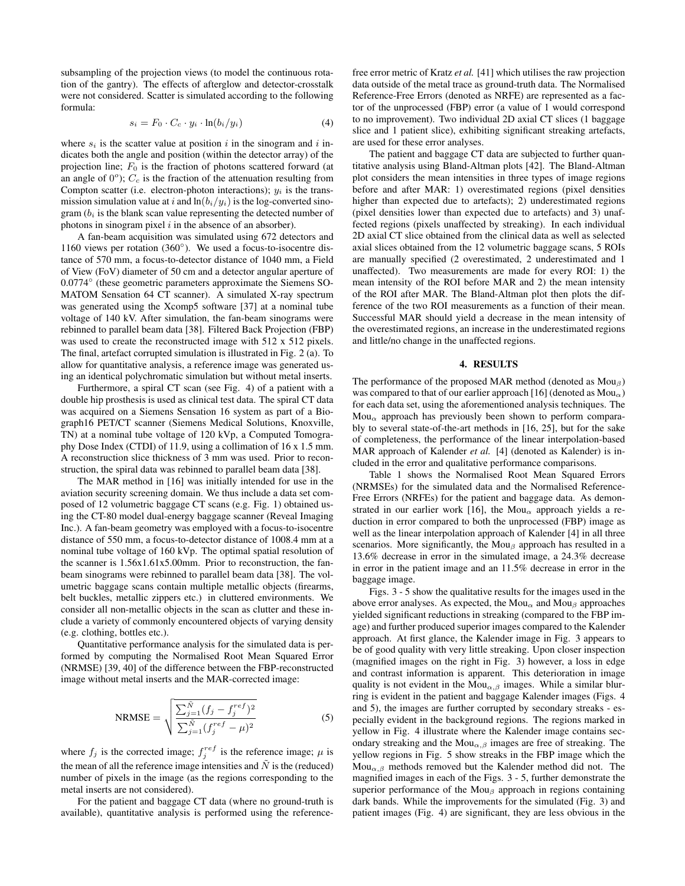subsampling of the projection views (to model the continuous rotation of the gantry). The effects of afterglow and detector-crosstalk were not considered. Scatter is simulated according to the following formula:

$$s_i = F_0 \cdot C_c \cdot y_i \cdot \ln(b_i/y_i) \tag{4}$$

where $s_i$ is the scatter value at position $i$ in the sinogram and $i$ indicates both the angle and position (within the detector array) of the projection line; $F_0$ is the fraction of photons scattered forward (at an angle of $0^o$); $C_c$ is the fraction of the attenuation resulting from Compton scatter (i.e. electron-photon interactions); $y_i$ is the transmission simulation value at $i$ and $\ln(b_i/y_i)$ is the log-converted sinogram ($b_i$ is the blank scan value representing the detected number of photons in sinogram pixel $i$ in the absence of an absorber).

A fan-beam acquisition was simulated using 672 detectors and 1160 views per rotation (360°). We used a focus-to-isocentre distance of 570 mm, a focus-to-detector distance of 1040 mm, a Field of View (FoV) diameter of 50 cm and a detector angular aperture of 0.0774° (these geometric parameters approximate the Siemens SOMATOM Sensation 64 CT scanner). A simulated X-ray spectrum was generated using the Xcomp5 software [37] at a nominal tube voltage of 140 kV. After simulation, the fan-beam sinograms were rebinned to parallel beam data [38]. Filtered Back Projection (FBP) was used to create the reconstructed image with 512 x 512 pixels. The final, artefact corrupted simulation is illustrated in Fig. 2 (a). To allow for quantitative analysis, a reference image was generated using an identical polychromatic simulation but without metal inserts.

Furthermore, a spiral CT scan (see Fig. 4) of a patient with a double hip prosthesis is used as clinical test data. The spiral CT data was acquired on a Siemens Sensation 16 system as part of a Biograph16 PET/CT scanner (Siemens Medical Solutions, Knoxville, TN) at a nominal tube voltage of 120 kVp, a Computed Tomography Dose Index (CTDI) of 11.9, using a collimation of 16 x 1.5 mm. A reconstruction slice thickness of 3 mm was used. Prior to reconstruction, the spiral data was rebinned to parallel beam data [38].

The MAR method in [16] was initially intended for use in the aviation security screening domain. We thus include a data set composed of 12 volumetric baggage CT scans (e.g. Fig. 1) obtained using the CT-80 model dual-energy baggage scanner (Reveal Imaging Inc.). A fan-beam geometry was employed with a focus-to-isocentre distance of 550 mm, a focus-to-detector distance of 1008.4 mm at a nominal tube voltage of 160 kVp. The optimal spatial resolution of the scanner is 1.56x1.61x5.00mm. Prior to reconstruction, the fan-beam sinograms were rebinned to parallel beam data [38]. The volumetric baggage scans contain multiple metallic objects (firearms, belt buckles, metallic zippers etc.) in cluttered environments. We consider all non-metallic objects in the scan as clutter and these include a variety of commonly encountered objects of varying density (e.g. clothing, bottles etc.).

Quantitative performance analysis for the simulated data is performed by computing the Normalised Root Mean Squared Error (NRMSE) [39, 40] of the difference between the FBP-reconstructed image without metal inserts and the MAR-corrected image:

$$\text{NRMSE} = \sqrt{\frac{\sum_{j=1}^{\tilde{N}} (f_j - f_j^{ref})^2}{\sum_{j=1}^{\tilde{N}} (f_j^{ref} - \mu)^2}} \tag{5}$$

where $f_j$ is the corrected image; $f_j^{ref}$ is the reference image; $\mu$ is the mean of all the reference image intensities and $\tilde{N}$ is the (reduced) number of pixels in the image (as the regions corresponding to the metal inserts are not considered).

For the patient and baggage CT data (where no ground-truth is available), quantitative analysis is performed using the reference-free error metric of Kratz *et al.* [41] which utilises the raw projection data outside of the metal trace as ground-truth data. The Normalised Reference-Free Errors (denoted as NRFE) are represented as a factor of the unprocessed (FBP) error (a value of 1 would correspond to no improvement). Two individual 2D axial CT slices (1 baggage slice and 1 patient slice), exhibiting significant streaking artefacts, are used for these error analyses.

The patient and baggage CT data are subjected to further quantitative analysis using Bland-Altman plots [42]. The Bland-Altman plot considers the mean intensities in three types of image regions before and after MAR: 1) overestimated regions (pixel densities higher than expected due to artefacts); 2) underestimated regions (pixel densities lower than expected due to artefacts) and 3) unaffected regions (pixels unaffected by streaking). In each individual 2D axial CT slice obtained from the clinical data as well as selected axial slices obtained from the 12 volumetric baggage scans, 5 ROIs are manually specified (2 overestimated, 2 underestimated and 1 unaffected). Two measurements are made for every ROI: 1) the mean intensity of the ROI before MAR and 2) the mean intensity of the ROI after MAR. The Bland-Altman plot then plots the difference of the two ROI measurements as a function of their mean. Successful MAR should yield a decrease in the mean intensity of the overestimated regions, an increase in the underestimated regions and little/no change in the unaffected regions.

## 4. RESULTS

The performance of the proposed MAR method (denoted as $\text{Mou}_\beta$) was compared to that of our earlier approach [16] (denoted as $\text{Mou}_\alpha$) for each data set, using the aforementioned analysis techniques. The $\text{Mou}_\alpha$ approach has previously been shown to perform comparably to several state-of-the-art methods in [16, 25], but for the sake of completeness, the performance of the linear interpolation-based MAR approach of Kalender *et al.* [4] (denoted as Kalender) is included in the error and qualitative performance comparisons.

Table 1 shows the Normalised Root Mean Squared Errors (NRMSEs) for the simulated data and the Normalised Reference-Free Errors (NRFEs) for the patient and baggage data. As demonstrated in our earlier work [16], the $\text{Mou}_\alpha$ approach yields a reduction in error compared to both the unprocessed (FBP) image as well as the linear interpolation approach of Kalender [4] in all three scenarios. More significantly, the $\text{Mou}_\beta$ approach has resulted in a 13.6% decrease in error in the simulated image, a 24.3% decrease in error in the patient image and an 11.5% decrease in error in the baggage image.

Figs. 3 - 5 show the qualitative results for the images used in the above error analyses. As expected, the $\text{Mou}_\alpha$ and $\text{Mou}_\beta$ approaches yielded significant reductions in streaking (compared to the FBP image) and further produced superior images compared to the Kalender approach. At first glance, the Kalender image in Fig. 3 appears to be of good quality with very little streaking. Upon closer inspection (magnified images on the right in Fig. 3) however, a loss in edge and contrast information is apparent. This deterioration in image quality is not evident in the $\text{Mou}_{\alpha,\beta}$ images. While a similar blurring is evident in the patient and baggage Kalender images (Figs. 4 and 5), the images are further corrupted by secondary streaks - especially evident in the background regions. The regions marked in yellow in Fig. 4 illustrate where the Kalender image contains secondary streaking and the $\text{Mou}_{\alpha,\beta}$ images are free of streaking. The yellow regions in Fig. 5 show streaks in the FBP image which the $\text{Mou}_{\alpha,\beta}$ methods removed but the Kalender method did not. The magnified images in each of the Figs. 3 - 5, further demonstrate the superior performance of the $\text{Mou}_\beta$ approach in regions containing dark bands. While the improvements for the simulated (Fig. 3) and patient images (Fig. 4) are significant, they are less obvious in the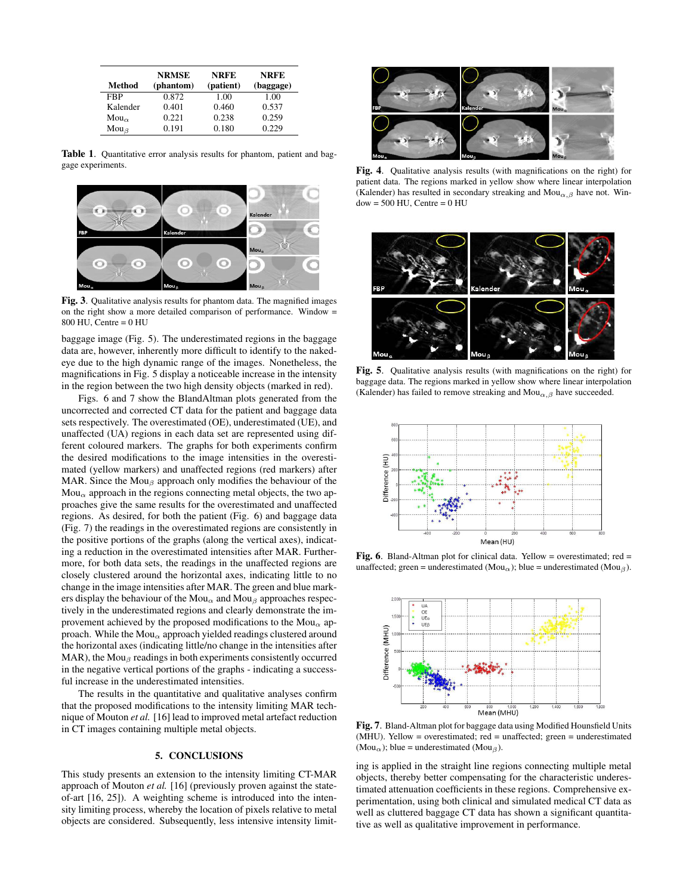| Method | NRMSE (phantom) | NRFE (patient) | NRFE (baggage) |
|---|---|---|---|
| FBP | 0.872 | 1.00 | 1.00 |
| Kalender | 0.401 | 0.460 | 0.537 |
| Mou$_\alpha$ | 0.221 | 0.238 | 0.259 |
| Mou$_\beta$ | 0.191 | 0.180 | 0.229 |

**Table 1**. Quantitative error analysis results for phantom, patient and baggage experiments.

**Fig. 3**. Qualitative analysis results for phantom data. The magnified images on the right show a more detailed comparison of performance. Window = 800 HU, Centre = 0 HU

baggage image (Fig. 5). The underestimated regions in the baggage data are, however, inherently more difficult to identify to the naked-eye due to the high dynamic range of the images. Nonetheless, the magnifications in Fig. 5 display a noticeable increase in the intensity in the region between the two high density objects (marked in red).

Figs. 6 and 7 show the BlandAltman plots generated from the uncorrected and corrected CT data for the patient and baggage data sets respectively. The overestimated (OE), underestimated (UE), and unaffected (UA) regions in each data set are represented using different coloured markers. The graphs for both experiments confirm the desired modifications to the image intensities in the overestimated (yellow markers) and unaffected regions (red markers) after MAR. Since the Mou$_\beta$ approach only modifies the behaviour of the Mou$_\alpha$ approach in the regions connecting metal objects, the two approaches give the same results for the overestimated and unaffected regions. As desired, for both the patient (Fig. 6) and baggage data (Fig. 7) the readings in the overestimated regions are consistently in the positive portions of the graphs (along the vertical axes), indicating a reduction in the overestimated intensities after MAR. Furthermore, for both data sets, the readings in the unaffected regions are closely clustered around the horizontal axes, indicating little to no change in the image intensities after MAR. The green and blue markers display the behaviour of the Mou$_\alpha$ and Mou$_\beta$ approaches respectively in the underestimated regions and clearly demonstrate the improvement achieved by the proposed modifications to the Mou$_\alpha$ approach. While the Mou$_\alpha$ approach yielded readings clustered around the horizontal axes (indicating little/no change in the intensities after MAR), the Mou$_\beta$ readings in both experiments consistently occurred in the negative vertical portions of the graphs - indicating a successful increase in the underestimated intensities.

The results in the quantitative and qualitative analyses confirm that the proposed modifications to the intensity limiting MAR technique of Mouton *et al.* [16] lead to improved metal artefact reduction in CT images containing multiple metal objects.

## 5. CONCLUSIONS

This study presents an extension to the intensity limiting CT-MAR approach of Mouton *et al.* [16] (previously proven against the state-of-art [16, 25]). A weighting scheme is introduced into the intensity limiting process, whereby the location of pixels relative to metal objects are considered. Subsequently, less intensive intensity limiting is applied in the straight line regions connecting multiple metal objects, thereby better compensating for the characteristic underestimated attenuation coefficients in these regions. Comprehensive experimentation, using both clinical and simulated medical CT data as well as cluttered baggage CT data has shown a significant quantitative as well as qualitative improvement in performance.

**Fig. 4**. Qualitative analysis results (with magnifications on the right) for patient data. The regions marked in yellow show where linear interpolation (Kalender) has resulted in secondary streaking and Mou$_{\alpha,\beta}$ have not. Window = 500 HU, Centre = 0 HU

**Fig. 5**. Qualitative analysis results (with magnifications on the right) for baggage data. The regions marked in yellow show where linear interpolation (Kalender) has failed to remove streaking and Mou$_{\alpha,\beta}$ have succeeded.

**Fig. 6**. Bland-Altman plot for clinical data. Yellow = overestimated; red = unaffected; green = underestimated (Mou$_\alpha$); blue = underestimated (Mou$_\beta$).

**Fig. 7**. Bland-Altman plot for baggage data using Modified Hounsfield Units (MHU). Yellow = overestimated; red = unaffected; green = underestimated (Mou$_\alpha$); blue = underestimated (Mou$_\beta$).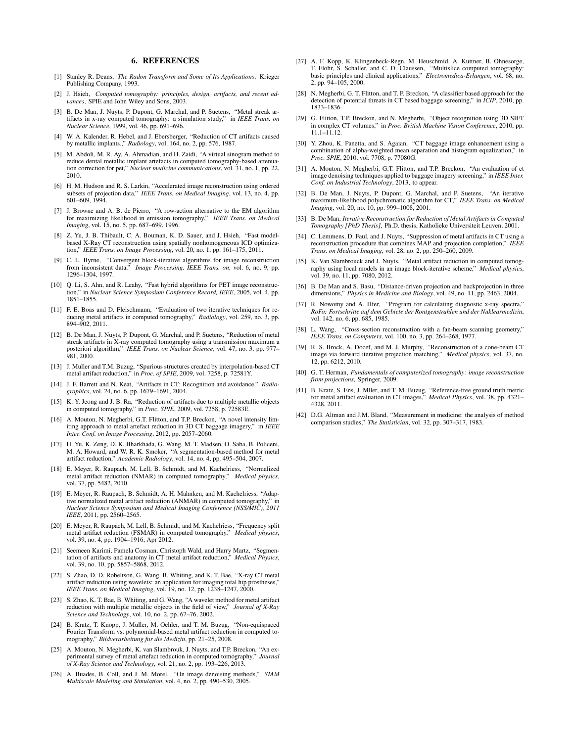## 6. REFERENCES

[1] Stanley R. Deans, *The Radon Transform and Some of Its Applications*, Krieger Publishing Company, 1993.

[2] J. Hsieh, *Computed tomography: principles, design, artifacts, and recent advances*, SPIE and John Wiley and Sons, 2003.

[3] B. De Man, J. Nuyts, P. Dupont, G. Marchal, and P. Suetens, "Metal streak artifacts in x-ray computed tomography: a simulation study," in *IEEE Trans. on Nuclear Science*, 1999, vol. 46, pp. 691–696.

[4] W. A. Kalender, R. Hebel, and J. Ebersberger, "Reduction of CT artifacts caused by metallic implants.," *Radiology*, vol. 164, no. 2, pp. 576, 1987.

[5] M. Abdoli, M. R. Ay, A. Ahmadian, and H. Zaidi, "A virtual sinogram method to reduce dental metallic implant artefacts in computed tomography-based attenuation correction for pet," *Nuclear medicine communications*, vol. 31, no. 1, pp. 22, 2010.

[6] H. M. Hudson and R. S. Larkin, "Accelerated image reconstruction using ordered subsets of projection data," *IEEE Trans. on Medical Imaging*, vol. 13, no. 4, pp. 601–609, 1994.

[7] J. Browne and A. B. de Pierro, "A row-action alternative to the EM algorithm for maximizing likelihood in emission tomography," *IEEE Trans. on Medical Imaging*, vol. 15, no. 5, pp. 687–699, 1996.

[8] Z. Yu, J. B. Thibault, C. A. Bouman, K. D. Sauer, and J. Hsieh, "Fast model-based X-Ray CT reconstruction using spatially nonhomogeneous ICD optimization," *IEEE Trans. on Image Processing*, vol. 20, no. 1, pp. 161–175, 2011.

[9] C. L. Byrne, "Convergent block-iterative algorithms for image reconstruction from inconsistent data," *Image Processing, IEEE Trans. on*, vol. 6, no. 9, pp. 1296–1304, 1997.

[10] Q. Li, S. Ahn, and R. Leahy, "Fast hybrid algorithms for PET image reconstruction," in *Nuclear Science Symposium Conference Record, IEEE*, 2005, vol. 4, pp. 1851–1855.

[11] F. E. Boas and D. Fleischmann, "Evaluation of two iterative techniques for reducing metal artifacts in computed tomography," *Radiology*, vol. 259, no. 3, pp. 894–902, 2011.

[12] B. De Man, J. Nuyts, P. Dupont, G. Marchal, and P. Suetens, "Reduction of metal streak artifacts in X-ray computed tomography using a transmission maximum a posteriori algorithm," *IEEE Trans. on Nuclear Science*, vol. 47, no. 3, pp. 977–981, 2000.

[13] J. Muller and T.M. Buzug, "Spurious structures created by interpolation-based CT metal artifact reduction," in *Proc. of SPIE*, 2009, vol. 7258, p. 72581Y.

[14] J. F. Barrett and N. Keat, "Artifacts in CT: Recognition and avoidance," *Radiographics*, vol. 24, no. 6, pp. 1679–1691, 2004.

[15] K. Y. Jeong and J. B. Ra, "Reduction of artifacts due to multiple metallic objects in computed tomography," in *Proc. SPIE*, 2009, vol. 7258, p. 72583E.

[16] A. Mouton, N. Megherbi, G.T. Flitton, and T.P. Breckon, "A novel intensity limiting approach to metal artefact reduction in 3D CT baggage imagery," in *IEEE Inter. Conf. on Image Processing*, 2012, pp. 2057–2060.

[17] H. Yu, K. Zeng, D. K. Bharkhada, G. Wang, M. T. Madsen, O. Saba, B. Policeni, M. A. Howard, and W. R. K. Smoker, "A segmentation-based method for metal artifact reduction," *Academic Radiology*, vol. 14, no. 4, pp. 495–504, 2007.

[18] E. Meyer, R. Raupach, M. Lell, B. Schmidt, and M. Kachelriess, "Normalized metal artifact reduction (NMAR) in computed tomography," *Medical physics*, vol. 37, pp. 5482, 2010.

[19] E. Meyer, R. Raupach, B. Schmidt, A. H. Mahnken, and M. Kachelriess, "Adaptive normalized metal artifact reduction (ANMAR) in computed tomography," in *Nuclear Science Symposium and Medical Imaging Conference (NSS/MIC), 2011 IEEE*, 2011, pp. 2560–2565.

[20] E. Meyer, R. Raupach, M. Lell, B. Schmidt, and M. Kachelriess, "Frequency split metal artifact reduction (FSMAR) in computed tomography," *Medical physics*, vol. 39, no. 4, pp. 1904–1916, Apr 2012.

[21] Seemeen Karimi, Pamela Cosman, Christoph Wald, and Harry Martz, "Segmentation of artifacts and anatomy in CT metal artifact reduction," *Medical Physics*, vol. 39, no. 10, pp. 5857–5868, 2012.

[22] S. Zhao, D. D. Robeltson, G. Wang, B. Whiting, and K. T. Bae, "X-ray CT metal artifact reduction using wavelets: an application for imaging total hip prostheses," *IEEE Trans. on Medical Imaging*, vol. 19, no. 12, pp. 1238–1247, 2000.

[23] S. Zhao, K. T. Bae, B. Whiting, and G. Wang, "A wavelet method for metal artifact reduction with multiple metallic objects in the field of view," *Journal of X-Ray Science and Technology*, vol. 10, no. 2, pp. 67–76, 2002.

[24] B. Kratz, T. Knopp, J. Muller, M. Oehler, and T. M. Buzug, "Non-equispaced Fourier Transform vs. polynomial-based metal artifact reduction in computed tomography," *Bildverarbeitung fur die Medizin*, pp. 21–25, 2008.

[25] A. Mouton, N. Megherbi, K. van Slambrouk, J. Nuyts, and T.P. Breckon, "An experimental survey of metal artefact reduction in computed tomography," *Journal of X-Ray Science and Technology*, vol. 21, no. 2, pp. 193–226, 2013.

[26] A. Buades, B. Coll, and J. M. Morel, "On image denoising methods," *SIAM Multiscale Modeling and Simulation*, vol. 4, no. 2, pp. 490–530, 2005.

[27] A. F. Kopp, K. Klingenbeck-Regn, M. Heuschmid, A. Kuttner, B. Ohnesorge, T. Flohr, S. Schaller, and C. D. Claussen, "Multislice computed tomography: basic principles and clinical applications," *Electromedica-Erlangen*, vol. 68, no. 2, pp. 94–105, 2000.

[28] N. Megherbi, G. T. Flitton, and T. P. Breckon, "A classifier based approach for the detection of potential threats in CT based baggage screening," in *ICIP*, 2010, pp. 1833–1836.

[29] G. Flitton, T.P. Breckon, and N. Megherbi, "Object recognition using 3D SIFT in complex CT volumes," in *Proc. British Machine Vision Conference*, 2010, pp. 11.1–11.12.

[30] Y. Zhou, K. Panetta, and S. Agaian, "CT baggage image enhancement using a combination of alpha-weighted mean separation and histogram equalization," in *Proc. SPIE*, 2010, vol. 7708, p. 77080G.

[31] A. Mouton, N. Megherbi, G.T. Flitton, and T.P. Breckon, "An evaluation of ct image denoising techniques applied to baggage imagery screening," in *IEEE Inter. Conf. on Industrial Technology*, 2013, to appear.

[32] B. De Man, J. Nuyts, P. Dupont, G. Marchal, and P. Suetens, "An iterative maximum-likelihood polychromatic algorithm for CT," *IEEE Trans. on Medical Imaging*, vol. 20, no. 10, pp. 999–1008, 2001.

[33] B. De Man, *Iterative Reconstruction for Reduction of Metal Artifacts in Computed Tomography [PhD Thesis]*, Ph.D. thesis, Katholieke Universiteit Leuven, 2001.

[34] C. Lemmens, D. Faul, and J. Nuyts, "Suppression of metal artifacts in CT using a reconstruction procedure that combines MAP and projection completion," *IEEE Trans. on Medical Imaging*, vol. 28, no. 2, pp. 250–260, 2009.

[35] K. Van Slambrouck and J. Nuyts, "Metal artifact reduction in computed tomography using local models in an image block-iterative scheme," *Medical physics*, vol. 39, no. 11, pp. 7080, 2012.

[36] B. De Man and S. Basu, "Distance-driven projection and backprojection in three dimensions," *Physics in Medicine and Biology*, vol. 49, no. 11, pp. 2463, 2004.

[37] R. Nowotny and A. Hfer, "Program for calculating diagnostic x-ray spectra," *RoFo: Fortschritte auf dem Gebiete der Rontgenstrahlen und der Nuklearmedizin*, vol. 142, no. 6, pp. 685, 1985.

[38] L. Wang, "Cross-section reconstruction with a fan-beam scanning geometry," *IEEE Trans. on Computers*, vol. 100, no. 3, pp. 264–268, 1977.

[39] R. S. Brock, A. Docef, and M. J. Murphy, "Reconstruction of a cone-beam CT image via forward iterative projection matching," *Medical physics*, vol. 37, no. 12, pp. 6212, 2010.

[40] G. T. Herman, *Fundamentals of computerized tomography: image reconstruction from projections*, Springer, 2009.

[41] B. Kratz, S. Ens, J. Mller, and T. M. Buzug, "Reference-free ground truth metric for metal artifact evaluation in CT images," *Medical Physics*, vol. 38, pp. 4321–4328, 2011.

[42] D.G. Altman and J.M. Bland, "Measurement in medicine: the analysis of method comparison studies," *The Statistician*, vol. 32, pp. 307–317, 1983.